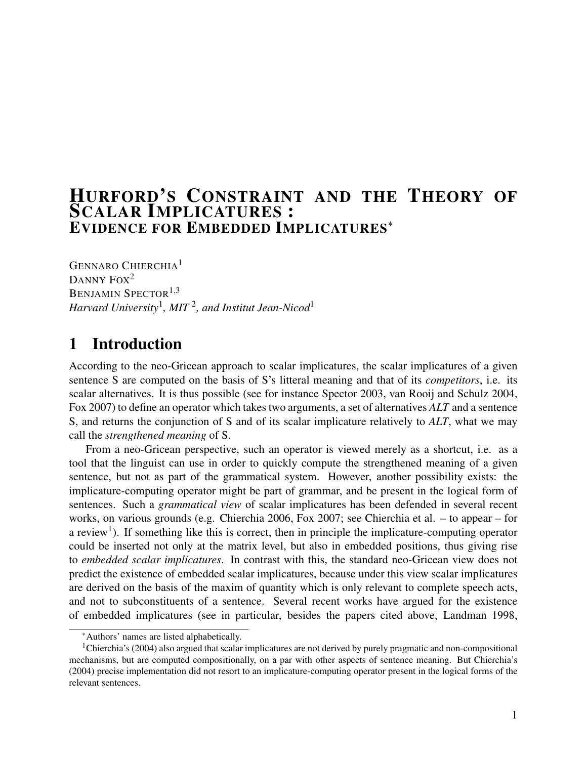# Hurford's Constraint and the Theory of Scalar Implicatures : Evidence for Embedded Implicatures*

Gennaro Chierchia[1]
Danny Fox[2]
Benjamin Spector[1,3]
*Harvard University*[1]*, MIT*[2]*, and Institut Jean-Nicod*[1]

## 1 Introduction

According to the neo-Gricean approach to scalar implicatures, the scalar implicatures of a given sentence S are computed on the basis of S's litteral meaning and that of its *competitors*, i.e. its scalar alternatives. It is thus possible (see for instance Spector 2003, van Rooij and Schulz 2004, Fox 2007) to define an operator which takes two arguments, a set of alternatives *ALT* and a sentence S, and returns the conjunction of S and of its scalar implicature relatively to *ALT*, what we may call the *strengthened meaning* of S.

From a neo-Gricean perspective, such an operator is viewed merely as a shortcut, i.e. as a tool that the linguist can use in order to quickly compute the strengthened meaning of a given sentence, but not as part of the grammatical system. However, another possibility exists: the implicature-computing operator might be part of grammar, and be present in the logical form of sentences. Such a *grammatical view* of scalar implicatures has been defended in several recent works, on various grounds (e.g. Chierchia 2006, Fox 2007; see Chierchia et al. – to appear – for a review[1]). If something like this is correct, then in principle the implicature-computing operator could be inserted not only at the matrix level, but also in embedded positions, thus giving rise to *embedded scalar implicatures*. In contrast with this, the standard neo-Gricean view does not predict the existence of embedded scalar implicatures, because under this view scalar implicatures are derived on the basis of the maxim of quantity which is only relevant to complete speech acts, and not to subconstituents of a sentence. Several recent works have argued for the existence of embedded implicatures (see in particular, besides the papers cited above, Landman 1998,

---

*Authors' names are listed alphabetically.

[1]Chierchia's (2004) also argued that scalar implicatures are not derived by purely pragmatic and non-compositional mechanisms, but are computed compositionally, on a par with other aspects of sentence meaning. But Chierchia's (2004) precise implementation did not resort to an implicature-computing operator present in the logical forms of the relevant sentences.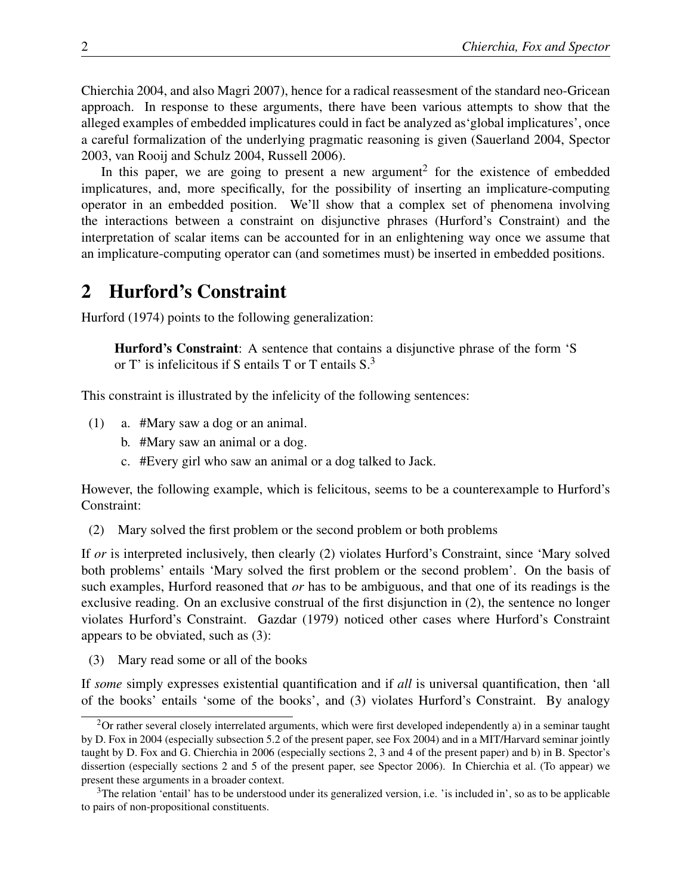Chierchia 2004, and also Magri 2007), hence for a radical reassesment of the standard neo-Gricean approach. In response to these arguments, there have been various attempts to show that the alleged examples of embedded implicatures could in fact be analyzed as'global implicatures', once a careful formalization of the underlying pragmatic reasoning is given (Sauerland 2004, Spector 2003, van Rooij and Schulz 2004, Russell 2006).

In this paper, we are going to present a new argument[2] for the existence of embedded implicatures, and, more specifically, for the possibility of inserting an implicature-computing operator in an embedded position. We'll show that a complex set of phenomena involving the interactions between a constraint on disjunctive phrases (Hurford's Constraint) and the interpretation of scalar items can be accounted for in an enlightening way once we assume that an implicature-computing operator can (and sometimes must) be inserted in embedded positions.

## 2 Hurford's Constraint

Hurford (1974) points to the following generalization:

> **Hurford's Constraint**: A sentence that contains a disjunctive phrase of the form 'S or T' is infelicitous if S entails T or T entails S.[3]

This constraint is illustrated by the infelicity of the following sentences:

(1) a. #Mary saw a dog or an animal.
    b. #Mary saw an animal or a dog.
    c. #Every girl who saw an animal or a dog talked to Jack.

However, the following example, which is felicitous, seems to be a counterexample to Hurford's Constraint:

(2) Mary solved the first problem or the second problem or both problems

If *or* is interpreted inclusively, then clearly (2) violates Hurford's Constraint, since 'Mary solved both problems' entails 'Mary solved the first problem or the second problem'. On the basis of such examples, Hurford reasoned that *or* has to be ambiguous, and that one of its readings is the exclusive reading. On an exclusive construal of the first disjunction in (2), the sentence no longer violates Hurford's Constraint. Gazdar (1979) noticed other cases where Hurford's Constraint appears to be obviated, such as (3):

(3) Mary read some or all of the books

If *some* simply expresses existential quantification and if *all* is universal quantification, then 'all of the books' entails 'some of the books', and (3) violates Hurford's Constraint. By analogy

---

[2] Or rather several closely interrelated arguments, which were first developed independently a) in a seminar taught by D. Fox in 2004 (especially subsection 5.2 of the present paper, see Fox 2004) and in a MIT/Harvard seminar jointly taught by D. Fox and G. Chierchia in 2006 (especially sections 2, 3 and 4 of the present paper) and b) in B. Spector's dissertion (especially sections 2 and 5 of the present paper, see Spector 2006). In Chierchia et al. (To appear) we present these arguments in a broader context.

[3] The relation 'entail' has to be understood under its generalized version, i.e. 'is included in', so as to be applicable to pairs of non-propositional constituents.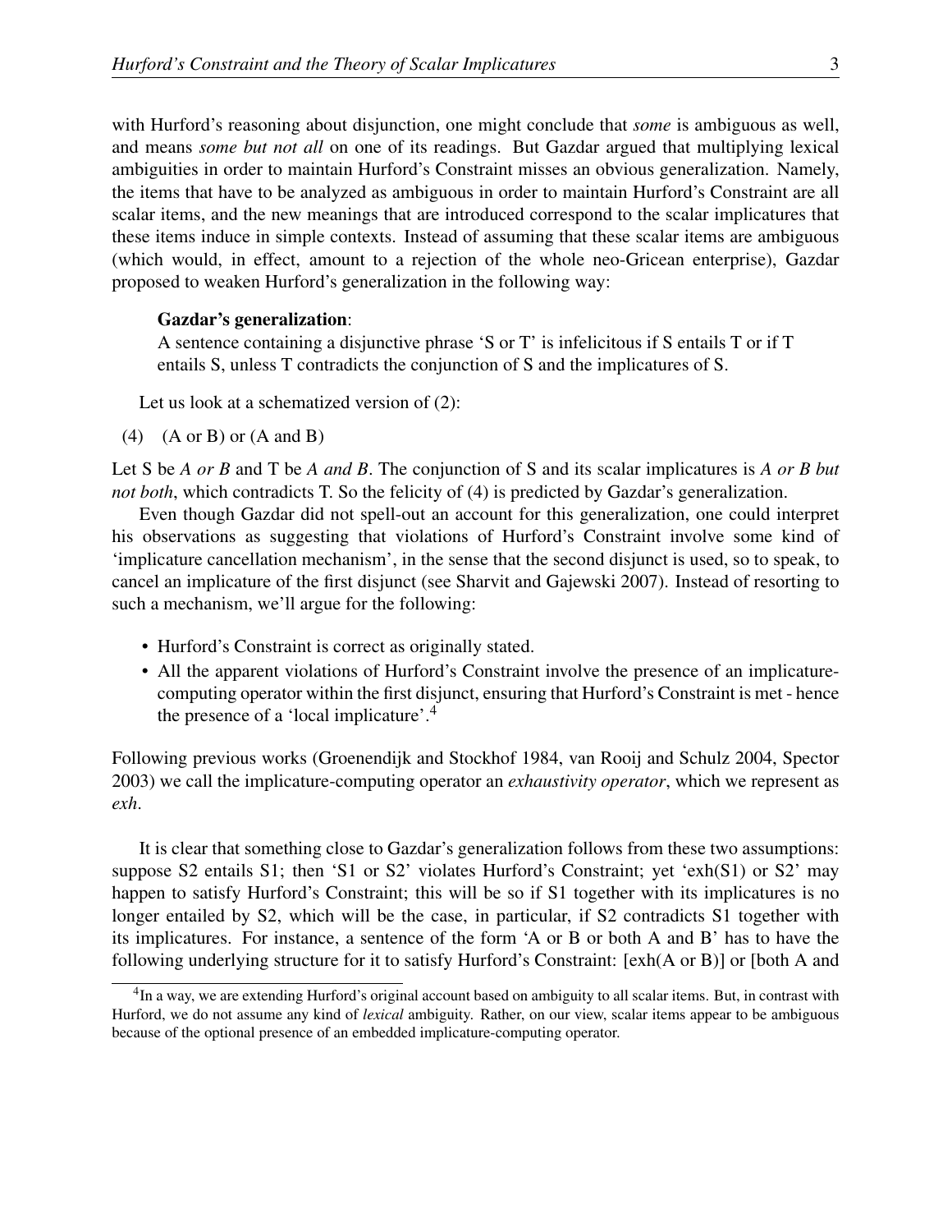with Hurford's reasoning about disjunction, one might conclude that *some* is ambiguous as well, and means *some but not all* on one of its readings. But Gazdar argued that multiplying lexical ambiguities in order to maintain Hurford's Constraint misses an obvious generalization. Namely, the items that have to be analyzed as ambiguous in order to maintain Hurford's Constraint are all scalar items, and the new meanings that are introduced correspond to the scalar implicatures that these items induce in simple contexts. Instead of assuming that these scalar items are ambiguous (which would, in effect, amount to a rejection of the whole neo-Gricean enterprise), Gazdar proposed to weaken Hurford's generalization in the following way:

> **Gazdar's generalization**:
> A sentence containing a disjunctive phrase 'S or T' is infelicitous if S entails T or if T entails S, unless T contradicts the conjunction of S and the implicatures of S.

Let us look at a schematized version of (2):

(4) (A or B) or (A and B)

Let S be *A or B* and T be *A and B*. The conjunction of S and its scalar implicatures is *A or B but not both*, which contradicts T. So the felicity of (4) is predicted by Gazdar's generalization.

Even though Gazdar did not spell-out an account for this generalization, one could interpret his observations as suggesting that violations of Hurford's Constraint involve some kind of 'implicature cancellation mechanism', in the sense that the second disjunct is used, so to speak, to cancel an implicature of the first disjunct (see Sharvit and Gajewski 2007). Instead of resorting to such a mechanism, we'll argue for the following:

- Hurford's Constraint is correct as originally stated.
- All the apparent violations of Hurford's Constraint involve the presence of an implicature-computing operator within the first disjunct, ensuring that Hurford's Constraint is met - hence the presence of a 'local implicature'.[4]

Following previous works (Groenendijk and Stockhof 1984, van Rooij and Schulz 2004, Spector 2003) we call the implicature-computing operator an *exhaustivity operator*, which we represent as *exh*.

It is clear that something close to Gazdar's generalization follows from these two assumptions: suppose S2 entails S1; then 'S1 or S2' violates Hurford's Constraint; yet 'exh(S1) or S2' may happen to satisfy Hurford's Constraint; this will be so if S1 together with its implicatures is no longer entailed by S2, which will be the case, in particular, if S2 contradicts S1 together with its implicatures. For instance, a sentence of the form 'A or B or both A and B' has to have the following underlying structure for it to satisfy Hurford's Constraint: [exh(A or B)] or [both A and

[4] In a way, we are extending Hurford's original account based on ambiguity to all scalar items. But, in contrast with Hurford, we do not assume any kind of *lexical* ambiguity. Rather, on our view, scalar items appear to be ambiguous because of the optional presence of an embedded implicature-computing operator.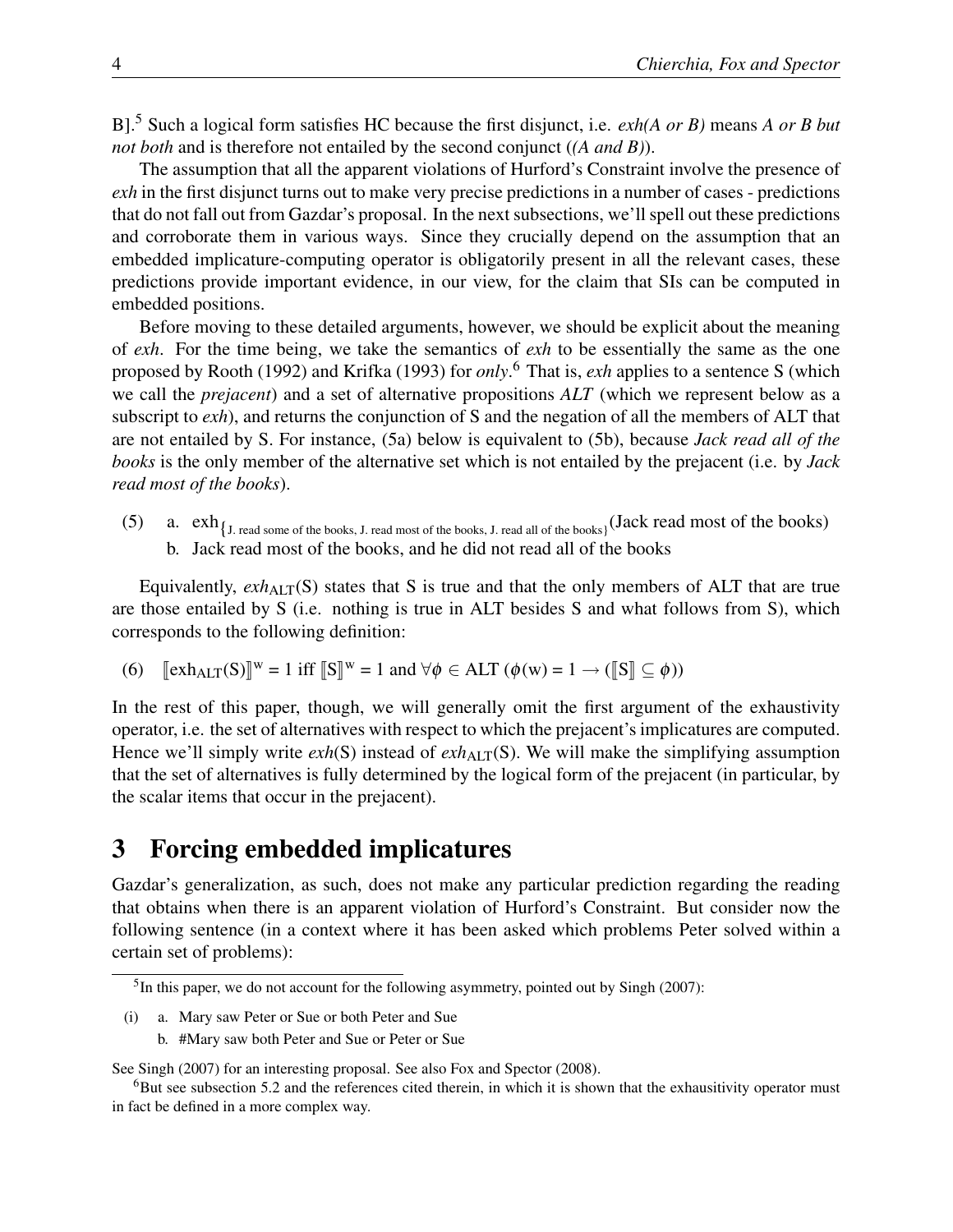B].[5] Such a logical form satisfies HC because the first disjunct, i.e. *exh(A or B)* means *A or B but not both* and is therefore not entailed by the second conjunct (*(A and B)*).

The assumption that all the apparent violations of Hurford's Constraint involve the presence of *exh* in the first disjunct turns out to make very precise predictions in a number of cases - predictions that do not fall out from Gazdar's proposal. In the next subsections, we'll spell out these predictions and corroborate them in various ways. Since they crucially depend on the assumption that an embedded implicature-computing operator is obligatorily present in all the relevant cases, these predictions provide important evidence, in our view, for the claim that SIs can be computed in embedded positions.

Before moving to these detailed arguments, however, we should be explicit about the meaning of *exh*. For the time being, we take the semantics of *exh* to be essentially the same as the one proposed by Rooth (1992) and Krifka (1993) for *only*.[6] That is, *exh* applies to a sentence S (which we call the *prejacent*) and a set of alternative propositions *ALT* (which we represent below as a subscript to *exh*), and returns the conjunction of S and the negation of all the members of ALT that are not entailed by S. For instance, (5a) below is equivalent to (5b), because *Jack read all of the books* is the only member of the alternative set which is not entailed by the prejacent (i.e. by *Jack read most of the books*).

(5) a. $\text{exh}_{\{\text{J. read some of the books, J. read most of the books, J. read all of the books}\}}$(Jack read most of the books)
   b. Jack read most of the books, and he did not read all of the books

Equivalently, $exh_{\text{ALT}}(\text{S})$ states that S is true and that the only members of ALT that are true are those entailed by S (i.e. nothing is true in ALT besides S and what follows from S), which corresponds to the following definition:

(6) $[\![\text{exh}_{\text{ALT}}(\text{S})]\!]^{w} = 1 \text{ iff } [\![\text{S}]\!]^{w} = 1 \text{ and } \forall \phi \in \text{ALT } (\phi(\text{w}) = 1 \rightarrow ([\![\text{S}]\!] \subseteq \phi))$

In the rest of this paper, though, we will generally omit the first argument of the exhaustivity operator, i.e. the set of alternatives with respect to which the prejacent's implicatures are computed. Hence we'll simply write *exh*(S) instead of $exh_{\text{ALT}}(\text{S})$. We will make the simplifying assumption that the set of alternatives is fully determined by the logical form of the prejacent (in particular, by the scalar items that occur in the prejacent).

# 3 Forcing embedded implicatures

Gazdar's generalization, as such, does not make any particular prediction regarding the reading that obtains when there is an apparent violation of Hurford's Constraint. But consider now the following sentence (in a context where it has been asked which problems Peter solved within a certain set of problems):

---

[5] In this paper, we do not account for the following asymmetry, pointed out by Singh (2007):

(i) a. Mary saw Peter or Sue or both Peter and Sue
   b. #Mary saw both Peter and Sue or Peter or Sue

See Singh (2007) for an interesting proposal. See also Fox and Spector (2008).

[6] But see subsection 5.2 and the references cited therein, in which it is shown that the exhausitivity operator must in fact be defined in a more complex way.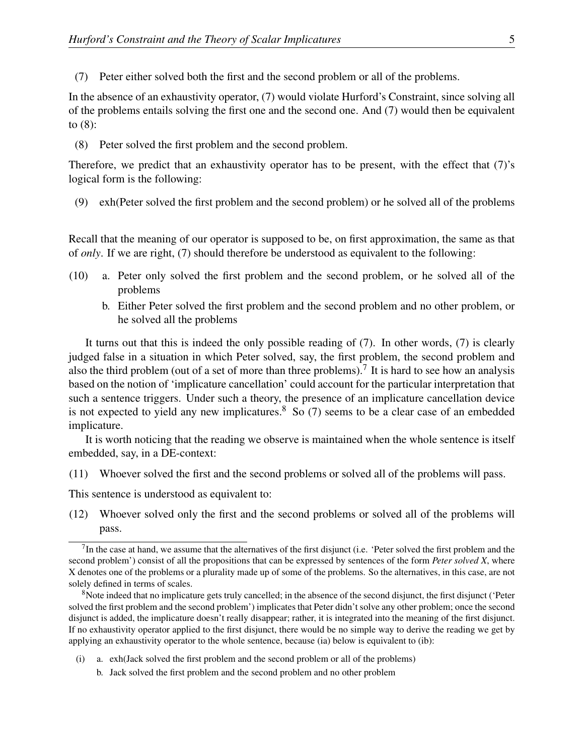(7) Peter either solved both the first and the second problem or all of the problems.

In the absence of an exhaustivity operator, (7) would violate Hurford's Constraint, since solving all of the problems entails solving the first one and the second one. And (7) would then be equivalent to (8):

(8) Peter solved the first problem and the second problem.

Therefore, we predict that an exhaustivity operator has to be present, with the effect that (7)'s logical form is the following:

(9) exh(Peter solved the first problem and the second problem) or he solved all of the problems

Recall that the meaning of our operator is supposed to be, on first approximation, the same as that of *only*. If we are right, (7) should therefore be understood as equivalent to the following:

(10) a. Peter only solved the first problem and the second problem, or he solved all of the problems

b. Either Peter solved the first problem and the second problem and no other problem, or he solved all the problems

It turns out that this is indeed the only possible reading of (7). In other words, (7) is clearly judged false in a situation in which Peter solved, say, the first problem, the second problem and also the third problem (out of a set of more than three problems).[7] It is hard to see how an analysis based on the notion of 'implicature cancellation' could account for the particular interpretation that such a sentence triggers. Under such a theory, the presence of an implicature cancellation device is not expected to yield any new implicatures.[8] So (7) seems to be a clear case of an embedded implicature.

It is worth noticing that the reading we observe is maintained when the whole sentence is itself embedded, say, in a DE-context:

(11) Whoever solved the first and the second problems or solved all of the problems will pass.

This sentence is understood as equivalent to:

(12) Whoever solved only the first and the second problems or solved all of the problems will pass.

---

[7] In the case at hand, we assume that the alternatives of the first disjunct (i.e. 'Peter solved the first problem and the second problem') consist of all the propositions that can be expressed by sentences of the form *Peter solved X*, where X denotes one of the problems or a plurality made up of some of the problems. So the alternatives, in this case, are not solely defined in terms of scales.

[8] Note indeed that no implicature gets truly cancelled; in the absence of the second disjunct, the first disjunct ('Peter solved the first problem and the second problem') implicates that Peter didn't solve any other problem; once the second disjunct is added, the implicature doesn't really disappear; rather, it is integrated into the meaning of the first disjunct. If no exhaustivity operator applied to the first disjunct, there would be no simple way to derive the reading we get by applying an exhaustivity operator to the whole sentence, because (ia) below is equivalent to (ib):

(i) a. exh(Jack solved the first problem and the second problem or all of the problems)

b. Jack solved the first problem and the second problem and no other problem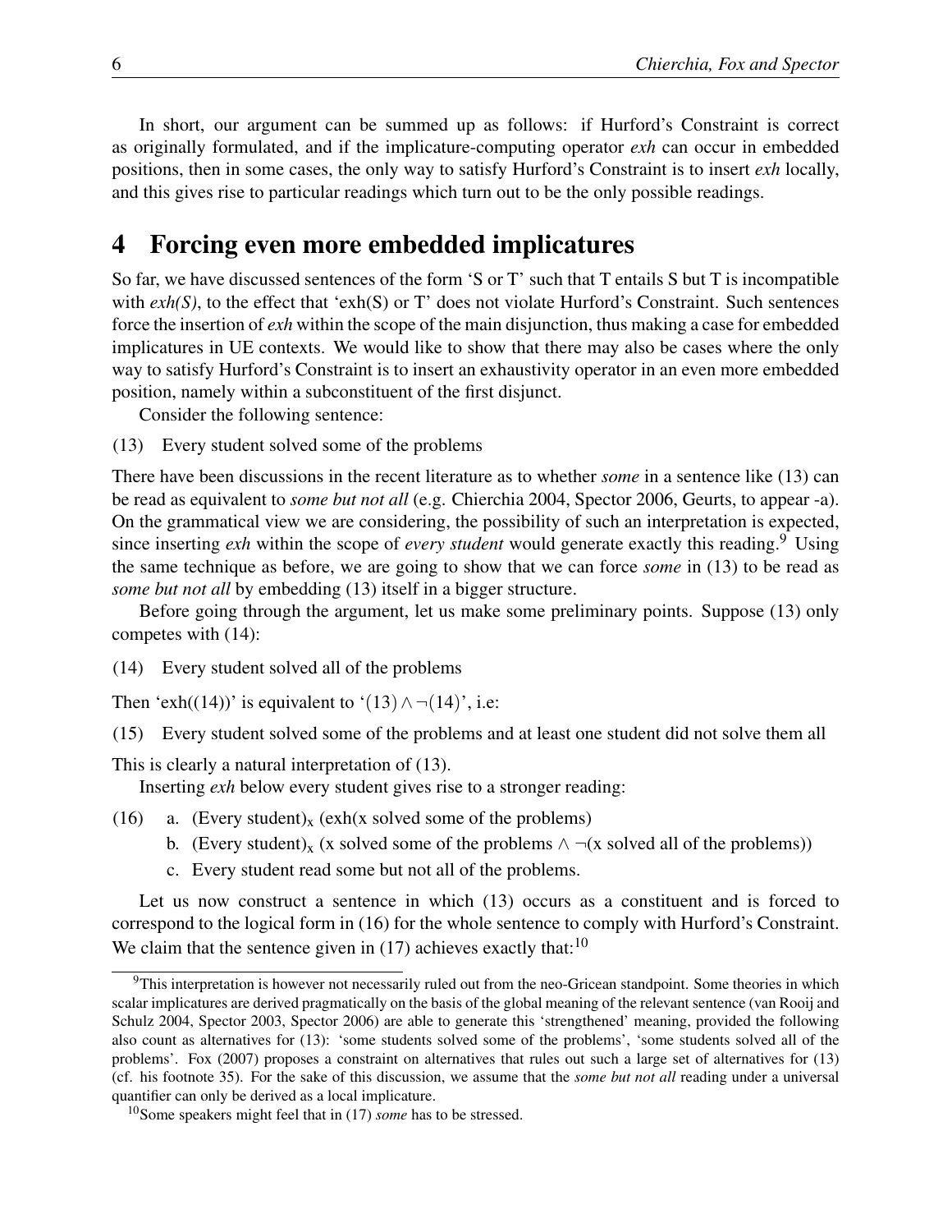In short, our argument can be summed up as follows: if Hurford's Constraint is correct as originally formulated, and if the implicature-computing operator *exh* can occur in embedded positions, then in some cases, the only way to satisfy Hurford's Constraint is to insert *exh* locally, and this gives rise to particular readings which turn out to be the only possible readings.

# 4 Forcing even more embedded implicatures

So far, we have discussed sentences of the form 'S or T' such that T entails S but T is incompatible with *exh(S)*, to the effect that 'exh(S) or T' does not violate Hurford's Constraint. Such sentences force the insertion of *exh* within the scope of the main disjunction, thus making a case for embedded implicatures in UE contexts. We would like to show that there may also be cases where the only way to satisfy Hurford's Constraint is to insert an exhaustivity operator in an even more embedded position, namely within a subconstituent of the first disjunct.

Consider the following sentence:

(13) Every student solved some of the problems

There have been discussions in the recent literature as to whether *some* in a sentence like (13) can be read as equivalent to *some but not all* (e.g. Chierchia 2004, Spector 2006, Geurts, to appear -a). On the grammatical view we are considering, the possibility of such an interpretation is expected, since inserting *exh* within the scope of *every student* would generate exactly this reading.[9] Using the same technique as before, we are going to show that we can force *some* in (13) to be read as *some but not all* by embedding (13) itself in a bigger structure.

Before going through the argument, let us make some preliminary points. Suppose (13) only competes with (14):

(14) Every student solved all of the problems

Then 'exh((14))' is equivalent to '$(13) \wedge \neg(14)$', i.e:

(15) Every student solved some of the problems and at least one student did not solve them all

This is clearly a natural interpretation of (13).

Inserting *exh* below every student gives rise to a stronger reading:

(16) a. (Every student)$_x$ (exh(x solved some of the problems)

b. (Every student)$_x$ (x solved some of the problems $\wedge$ $\neg$(x solved all of the problems))

c. Every student read some but not all of the problems.

Let us now construct a sentence in which (13) occurs as a constituent and is forced to correspond to the logical form in (16) for the whole sentence to comply with Hurford's Constraint. We claim that the sentence given in (17) achieves exactly that:[10]

---

[9] This interpretation is however not necessarily ruled out from the neo-Gricean standpoint. Some theories in which scalar implicatures are derived pragmatically on the basis of the global meaning of the relevant sentence (van Rooij and Schulz 2004, Spector 2003, Spector 2006) are able to generate this 'strengthened' meaning, provided the following also count as alternatives for (13): 'some students solved some of the problems', 'some students solved all of the problems'. Fox (2007) proposes a constraint on alternatives that rules out such a large set of alternatives for (13) (cf. his footnote 35). For the sake of this discussion, we assume that the *some but not all* reading under a universal quantifier can only be derived as a local implicature.

[10] Some speakers might feel that in (17) *some* has to be stressed.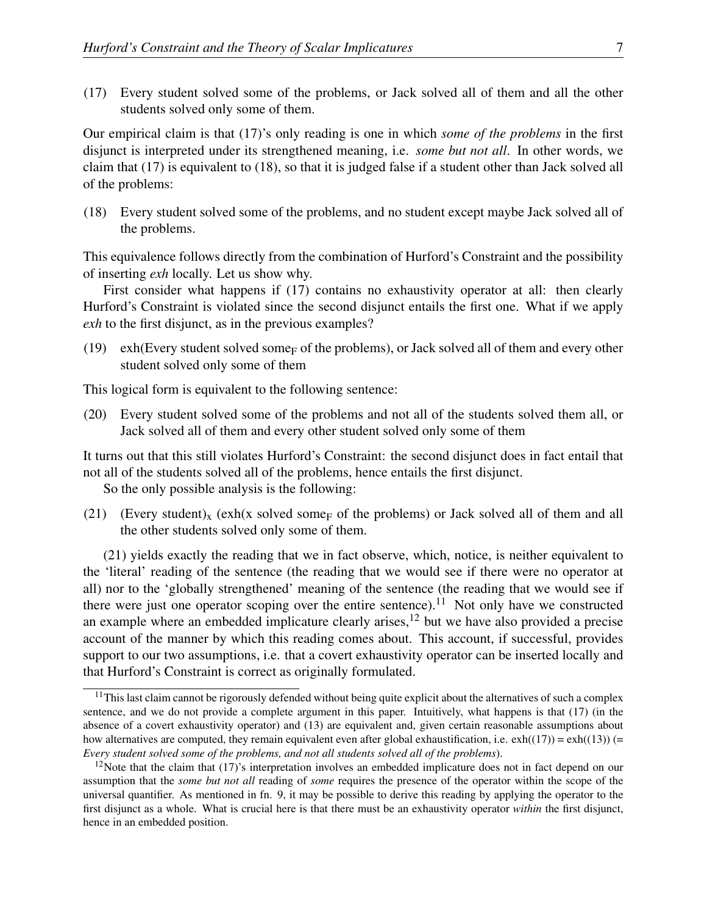(17) Every student solved some of the problems, or Jack solved all of them and all the other students solved only some of them.

Our empirical claim is that (17)'s only reading is one in which *some of the problems* in the first disjunct is interpreted under its strengthened meaning, i.e. *some but not all*. In other words, we claim that (17) is equivalent to (18), so that it is judged false if a student other than Jack solved all of the problems:

(18) Every student solved some of the problems, and no student except maybe Jack solved all of the problems.

This equivalence follows directly from the combination of Hurford's Constraint and the possibility of inserting *exh* locally. Let us show why.

First consider what happens if (17) contains no exhaustivity operator at all: then clearly Hurford's Constraint is violated since the second disjunct entails the first one. What if we apply *exh* to the first disjunct, as in the previous examples?

(19) exh(Every student solved some$_F$ of the problems), or Jack solved all of them and every other student solved only some of them

This logical form is equivalent to the following sentence:

(20) Every student solved some of the problems and not all of the students solved them all, or Jack solved all of them and every other student solved only some of them

It turns out that this still violates Hurford's Constraint: the second disjunct does in fact entail that not all of the students solved all of the problems, hence entails the first disjunct.

So the only possible analysis is the following:

(21) (Every student)$_x$ (exh(x solved some$_F$ of the problems) or Jack solved all of them and all the other students solved only some of them.

(21) yields exactly the reading that we in fact observe, which, notice, is neither equivalent to the 'literal' reading of the sentence (the reading that we would see if there were no operator at all) nor to the 'globally strengthened' meaning of the sentence (the reading that we would see if there were just one operator scoping over the entire sentence).[11] Not only have we constructed an example where an embedded implicature clearly arises,[12] but we have also provided a precise account of the manner by which this reading comes about. This account, if successful, provides support to our two assumptions, i.e. that a covert exhaustivity operator can be inserted locally and that Hurford's Constraint is correct as originally formulated.

[11] This last claim cannot be rigorously defended without being quite explicit about the alternatives of such a complex sentence, and we do not provide a complete argument in this paper. Intuitively, what happens is that (17) (in the absence of a covert exhaustivity operator) and (13) are equivalent and, given certain reasonable assumptions about how alternatives are computed, they remain equivalent even after global exhaustification, i.e. exh((17)) = exh((13)) (= *Every student solved some of the problems, and not all students solved all of the problems*).

[12] Note that the claim that (17)'s interpretation involves an embedded implicature does not in fact depend on our assumption that the *some but not all* reading of *some* requires the presence of the operator within the scope of the universal quantifier. As mentioned in fn. 9, it may be possible to derive this reading by applying the operator to the first disjunct as a whole. What is crucial here is that there must be an exhaustivity operator *within* the first disjunct, hence in an embedded position.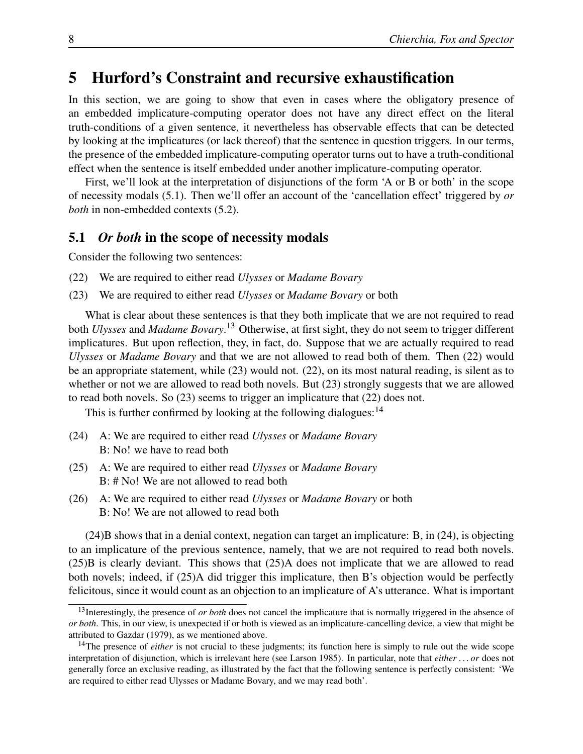# 5 Hurford's Constraint and recursive exhaustification

In this section, we are going to show that even in cases where the obligatory presence of an embedded implicature-computing operator does not have any direct effect on the literal truth-conditions of a given sentence, it nevertheless has observable effects that can be detected by looking at the implicatures (or lack thereof) that the sentence in question triggers. In our terms, the presence of the embedded implicature-computing operator turns out to have a truth-conditional effect when the sentence is itself embedded under another implicature-computing operator.

First, we'll look at the interpretation of disjunctions of the form 'A or B or both' in the scope of necessity modals (5.1). Then we'll offer an account of the 'cancellation effect' triggered by *or both* in non-embedded contexts (5.2).

## 5.1 *Or both* in the scope of necessity modals

Consider the following two sentences:

(22) We are required to either read *Ulysses* or *Madame Bovary*

(23) We are required to either read *Ulysses* or *Madame Bovary* or both

What is clear about these sentences is that they both implicate that we are not required to read both *Ulysses* and *Madame Bovary*.[13] Otherwise, at first sight, they do not seem to trigger different implicatures. But upon reflection, they, in fact, do. Suppose that we are actually required to read *Ulysses* or *Madame Bovary* and that we are not allowed to read both of them. Then (22) would be an appropriate statement, while (23) would not. (22), on its most natural reading, is silent as to whether or not we are allowed to read both novels. But (23) strongly suggests that we are allowed to read both novels. So (23) seems to trigger an implicature that (22) does not.

This is further confirmed by looking at the following dialogues:[14]

(24) A: We are required to either read *Ulysses* or *Madame Bovary*
B: No! we have to read both

(25) A: We are required to either read *Ulysses* or *Madame Bovary*
B: # No! We are not allowed to read both

(26) A: We are required to either read *Ulysses* or *Madame Bovary* or both
B: No! We are not allowed to read both

(24)B shows that in a denial context, negation can target an implicature: B, in (24), is objecting to an implicature of the previous sentence, namely, that we are not required to read both novels. (25)B is clearly deviant. This shows that (25)A does not implicate that we are allowed to read both novels; indeed, if (25)A did trigger this implicature, then B's objection would be perfectly felicitous, since it would count as an objection to an implicature of A's utterance. What is important

[13] Interestingly, the presence of *or both* does not cancel the implicature that is normally triggered in the absence of *or both*. This, in our view, is unexpected if or both is viewed as an implicature-cancelling device, a view that might be attributed to Gazdar (1979), as we mentioned above.

[14] The presence of *either* is not crucial to these judgments; its function here is simply to rule out the wide scope interpretation of disjunction, which is irrelevant here (see Larson 1985). In particular, note that *either ... or* does not generally force an exclusive reading, as illustrated by the fact that the following sentence is perfectly consistent: 'We are required to either read Ulysses or Madame Bovary, and we may read both'.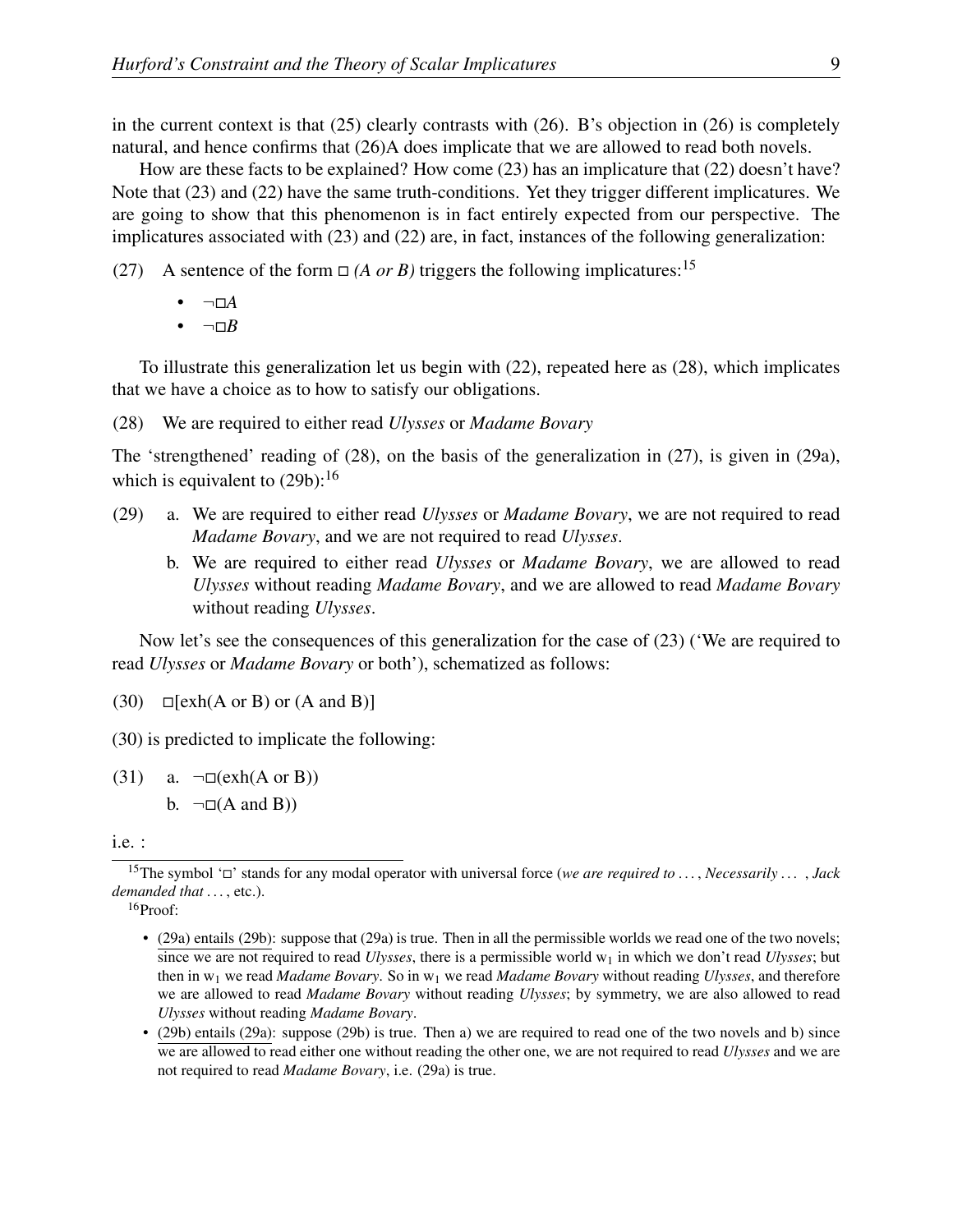in the current context is that (25) clearly contrasts with (26). B's objection in (26) is completely natural, and hence confirms that (26)A does implicate that we are allowed to read both novels.

How are these facts to be explained? How come (23) has an implicature that (22) doesn't have? Note that (23) and (22) have the same truth-conditions. Yet they trigger different implicatures. We are going to show that this phenomenon is in fact entirely expected from our perspective. The implicatures associated with (23) and (22) are, in fact, instances of the following generalization:

(27) A sentence of the form $\Box$ *(A or B)* triggers the following implicatures:[15]

- $\neg\Box A$
- $\neg\Box B$

To illustrate this generalization let us begin with (22), repeated here as (28), which implicates that we have a choice as to how to satisfy our obligations.

(28) We are required to either read *Ulysses* or *Madame Bovary*

The 'strengthened' reading of (28), on the basis of the generalization in (27), is given in (29a), which is equivalent to (29b):[16]

(29) a. We are required to either read *Ulysses* or *Madame Bovary*, we are not required to read *Madame Bovary*, and we are not required to read *Ulysses*.

b. We are required to either read *Ulysses* or *Madame Bovary*, we are allowed to read *Ulysses* without reading *Madame Bovary*, and we are allowed to read *Madame Bovary* without reading *Ulysses*.

Now let's see the consequences of this generalization for the case of (23) ('We are required to read *Ulysses* or *Madame Bovary* or both'), schematized as follows:

(30) $\Box$[exh(A or B) or (A and B)]

(30) is predicted to implicate the following:

(31) a. $\neg\Box$(exh(A or B))

b. $\neg\Box$(A and B))

i.e. :

---

[15]The symbol '$\Box$' stands for any modal operator with universal force (*we are required to ...*, *Necessarily ...* , *Jack demanded that ...*, etc.).

[16]Proof:

- (29a) entails (29b): suppose that (29a) is true. Then in all the permissible worlds we read one of the two novels; since we are not required to read *Ulysses*, there is a permissible world $w_1$ in which we don't read *Ulysses*; but then in $w_1$ we read *Madame Bovary*. So in $w_1$ we read *Madame Bovary* without reading *Ulysses*, and therefore we are allowed to read *Madame Bovary* without reading *Ulysses*; by symmetry, we are also allowed to read *Ulysses* without reading *Madame Bovary*.
- (29b) entails (29a): suppose (29b) is true. Then a) we are required to read one of the two novels and b) since we are allowed to read either one without reading the other one, we are not required to read *Ulysses* and we are not required to read *Madame Bovary*, i.e. (29a) is true.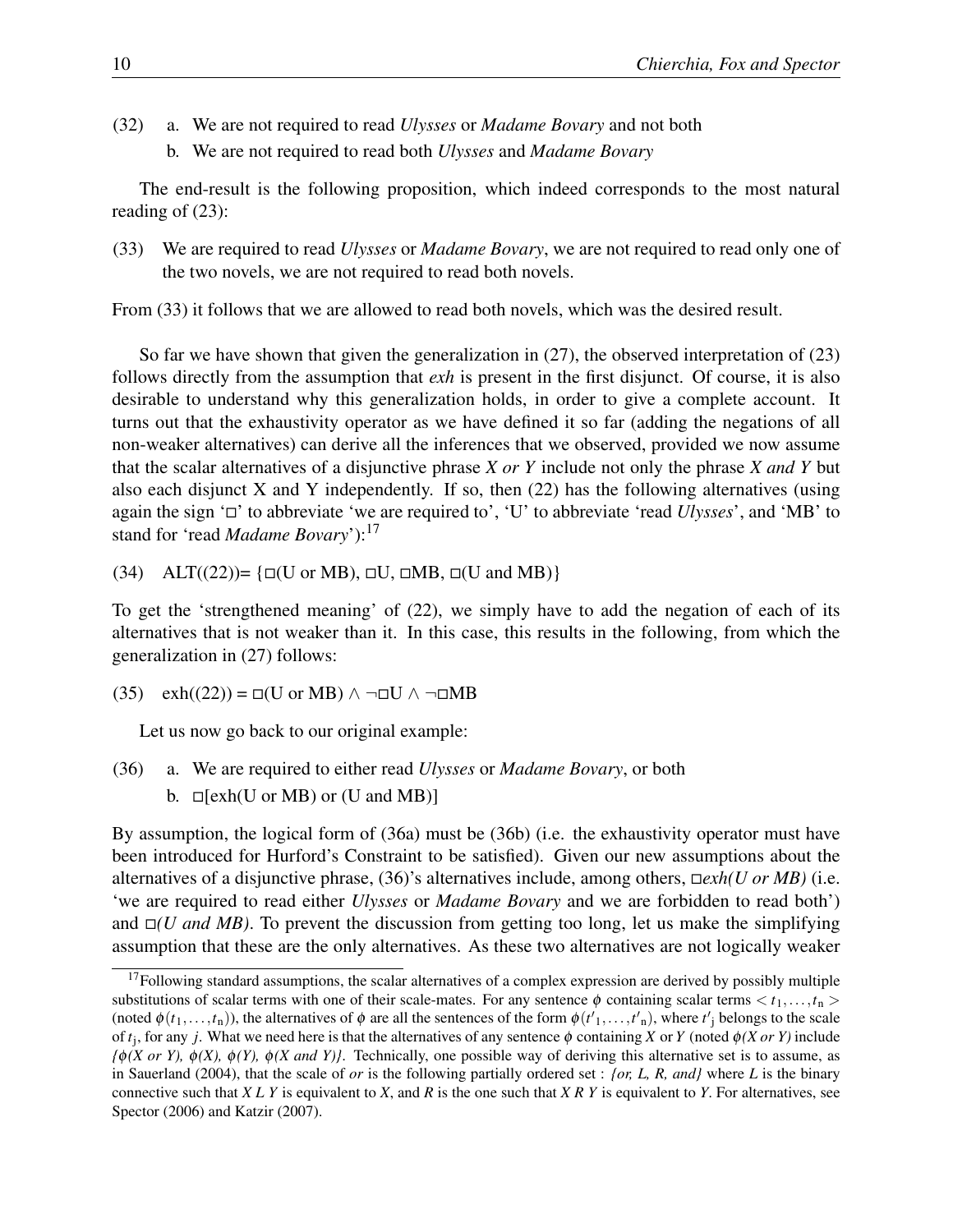(32) a. We are not required to read *Ulysses* or *Madame Bovary* and not both

b. We are not required to read both *Ulysses* and *Madame Bovary*

The end-result is the following proposition, which indeed corresponds to the most natural reading of (23):

(33) We are required to read *Ulysses* or *Madame Bovary*, we are not required to read only one of the two novels, we are not required to read both novels.

From (33) it follows that we are allowed to read both novels, which was the desired result.

So far we have shown that given the generalization in (27), the observed interpretation of (23) follows directly from the assumption that *exh* is present in the first disjunct. Of course, it is also desirable to understand why this generalization holds, in order to give a complete account. It turns out that the exhaustivity operator as we have defined it so far (adding the negations of all non-weaker alternatives) can derive all the inferences that we observed, provided we now assume that the scalar alternatives of a disjunctive phrase *X or Y* include not only the phrase *X and Y* but also each disjunct X and Y independently. If so, then (22) has the following alternatives (using again the sign '□' to abbreviate 'we are required to', 'U' to abbreviate 'read *Ulysses*', and 'MB' to stand for 'read *Madame Bovary*'):[17]

(34) ALT((22))= {□(U or MB), □U, □MB, □(U and MB)}

To get the 'strengthened meaning' of (22), we simply have to add the negation of each of its alternatives that is not weaker than it. In this case, this results in the following, from which the generalization in (27) follows:

(35) exh((22)) = □(U or MB) ∧ ¬□U ∧ ¬□MB

Let us now go back to our original example:

(36) a. We are required to either read *Ulysses* or *Madame Bovary*, or both

b. □[exh(U or MB) or (U and MB)]

By assumption, the logical form of (36a) must be (36b) (i.e. the exhaustivity operator must have been introduced for Hurford's Constraint to be satisfied). Given our new assumptions about the alternatives of a disjunctive phrase, (36)'s alternatives include, among others, □*exh(U or MB)* (i.e. 'we are required to read either *Ulysses* or *Madame Bovary* and we are forbidden to read both') and □*(U and MB)*. To prevent the discussion from getting too long, let us make the simplifying assumption that these are the only alternatives. As these two alternatives are not logically weaker

[17] Following standard assumptions, the scalar alternatives of a complex expression are derived by possibly multiple substitutions of scalar terms with one of their scale-mates. For any sentence $\phi$ containing scalar terms $< t_1, \ldots, t_n >$ (noted $\phi(t_1, \ldots, t_n)$), the alternatives of $\phi$ are all the sentences of the form $\phi(t'_1, \ldots, t'_n)$, where $t'_j$ belongs to the scale of $t_j$, for any $j$. What we need here is that the alternatives of any sentence $\phi$ containing *X* or *Y* (noted $\phi$*(X or Y)* include *{*$\phi$*(X or Y),* $\phi$*(X),* $\phi$*(Y),* $\phi$*(X and Y)}*. Technically, one possible way of deriving this alternative set is to assume, as in Sauerland (2004), that the scale of *or* is the following partially ordered set : *{or, L, R, and}* where *L* is the binary connective such that *X L Y* is equivalent to *X*, and *R* is the one such that *X R Y* is equivalent to *Y*. For alternatives, see Spector (2006) and Katzir (2007).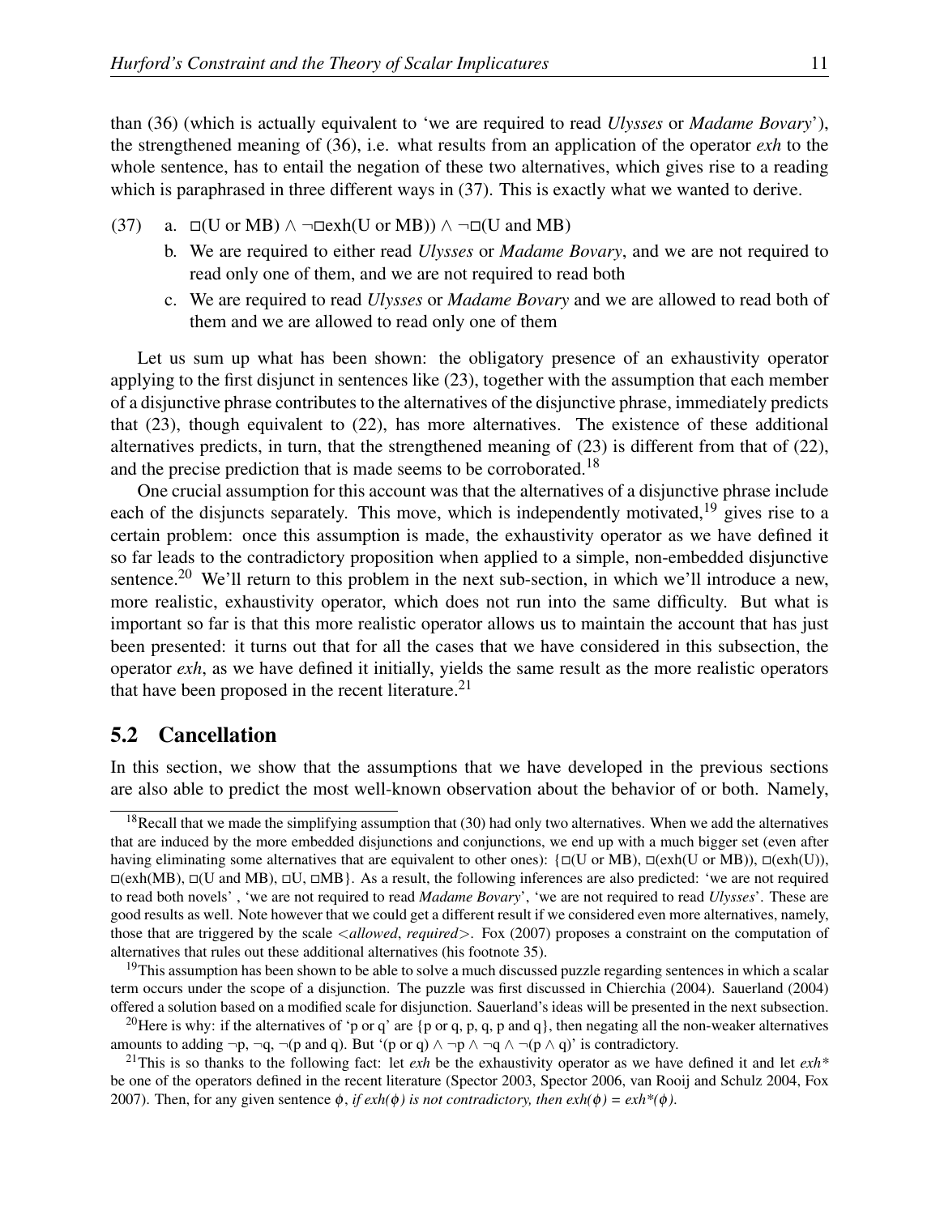than (36) (which is actually equivalent to 'we are required to read *Ulysses* or *Madame Bovary*'), the strengthened meaning of (36), i.e. what results from an application of the operator *exh* to the whole sentence, has to entail the negation of these two alternatives, which gives rise to a reading which is paraphrased in three different ways in (37). This is exactly what we wanted to derive.

(37) a. $\Box$(U or MB) $\wedge$ $\neg\Box$exh(U or MB)) $\wedge$ $\neg\Box$(U and MB)

b. We are required to either read *Ulysses* or *Madame Bovary*, and we are not required to read only one of them, and we are not required to read both

c. We are required to read *Ulysses* or *Madame Bovary* and we are allowed to read both of them and we are allowed to read only one of them

Let us sum up what has been shown: the obligatory presence of an exhaustivity operator applying to the first disjunct in sentences like (23), together with the assumption that each member of a disjunctive phrase contributes to the alternatives of the disjunctive phrase, immediately predicts that (23), though equivalent to (22), has more alternatives. The existence of these additional alternatives predicts, in turn, that the strengthened meaning of (23) is different from that of (22), and the precise prediction that is made seems to be corroborated.[18]

One crucial assumption for this account was that the alternatives of a disjunctive phrase include each of the disjuncts separately. This move, which is independently motivated,[19] gives rise to a certain problem: once this assumption is made, the exhaustivity operator as we have defined it so far leads to the contradictory proposition when applied to a simple, non-embedded disjunctive sentence.[20] We'll return to this problem in the next sub-section, in which we'll introduce a new, more realistic, exhaustivity operator, which does not run into the same difficulty. But what is important so far is that this more realistic operator allows us to maintain the account that has just been presented: it turns out that for all the cases that we have considered in this subsection, the operator *exh*, as we have defined it initially, yields the same result as the more realistic operators that have been proposed in the recent literature.[21]

## 5.2 Cancellation

In this section, we show that the assumptions that we have developed in the previous sections are also able to predict the most well-known observation about the behavior of or both. Namely,

[18] Recall that we made the simplifying assumption that (30) had only two alternatives. When we add the alternatives that are induced by the more embedded disjunctions and conjunctions, we end up with a much bigger set (even after having eliminating some alternatives that are equivalent to other ones): {$\Box$(U or MB), $\Box$(exh(U or MB)), $\Box$(exh(U)), $\Box$(exh(MB), $\Box$(U and MB), $\Box$U, $\Box$MB}. As a result, the following inferences are also predicted: 'we are not required to read both novels' , 'we are not required to read *Madame Bovary*', 'we are not required to read *Ulysses*'. These are good results as well. Note however that we could get a different result if we considered even more alternatives, namely, those that are triggered by the scale <*allowed*, *required*>. Fox (2007) proposes a constraint on the computation of alternatives that rules out these additional alternatives (his footnote 35).

[19] This assumption has been shown to be able to solve a much discussed puzzle regarding sentences in which a scalar term occurs under the scope of a disjunction. The puzzle was first discussed in Chierchia (2004). Sauerland (2004) offered a solution based on a modified scale for disjunction. Sauerland's ideas will be presented in the next subsection.

[20] Here is why: if the alternatives of 'p or q' are {p or q, p, q, p and q}, then negating all the non-weaker alternatives amounts to adding $\neg$p, $\neg$q, $\neg$(p and q). But '(p or q) $\wedge$ $\neg$p $\wedge$ $\neg$q $\wedge$ $\neg$(p $\wedge$ q)' is contradictory.

[21] This is so thanks to the following fact: let *exh* be the exhaustivity operator as we have defined it and let *exh\** be one of the operators defined in the recent literature (Spector 2003, Spector 2006, van Rooij and Schulz 2004, Fox 2007). Then, for any given sentence $\phi$, *if exh($\phi$) is not contradictory, then exh($\phi$) = exh\*($\phi$).*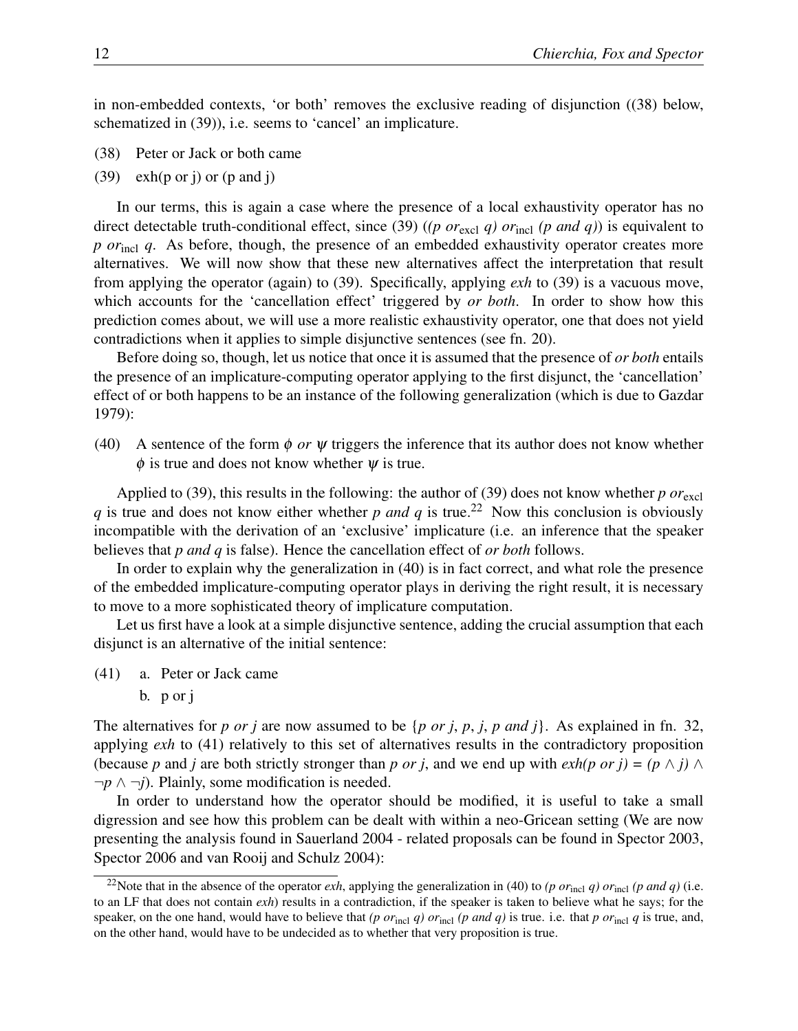in non-embedded contexts, 'or both' removes the exclusive reading of disjunction ((38) below, schematized in (39)), i.e. seems to 'cancel' an implicature.

(38) Peter or Jack or both came

(39) exh(p or j) or (p and j)

In our terms, this is again a case where the presence of a local exhaustivity operator has no direct detectable truth-conditional effect, since (39) (*(p $or_{\text{excl}}$ q) $or_{\text{incl}}$ (p and q)*) is equivalent to *p $or_{\text{incl}}$ q*. As before, though, the presence of an embedded exhaustivity operator creates more alternatives. We will now show that these new alternatives affect the interpretation that result from applying the operator (again) to (39). Specifically, applying *exh* to (39) is a vacuous move, which accounts for the 'cancellation effect' triggered by *or both*. In order to show how this prediction comes about, we will use a more realistic exhaustivity operator, one that does not yield contradictions when it applies to simple disjunctive sentences (see fn. 20).

Before doing so, though, let us notice that once it is assumed that the presence of *or both* entails the presence of an implicature-computing operator applying to the first disjunct, the 'cancellation' effect of or both happens to be an instance of the following generalization (which is due to Gazdar 1979):

(40) A sentence of the form $\phi$ *or* $\psi$ triggers the inference that its author does not know whether $\phi$ is true and does not know whether $\psi$ is true.

Applied to (39), this results in the following: the author of (39) does not know whether *p $or_{\text{excl}}$ q* is true and does not know either whether *p and q* is true.[22] Now this conclusion is obviously incompatible with the derivation of an 'exclusive' implicature (i.e. an inference that the speaker believes that *p and q* is false). Hence the cancellation effect of *or both* follows.

In order to explain why the generalization in (40) is in fact correct, and what role the presence of the embedded implicature-computing operator plays in deriving the right result, it is necessary to move to a more sophisticated theory of implicature computation.

Let us first have a look at a simple disjunctive sentence, adding the crucial assumption that each disjunct is an alternative of the initial sentence:

(41) a. Peter or Jack came

b. p or j

The alternatives for *p or j* are now assumed to be {*p or j*, *p*, *j*, *p and j*}. As explained in fn. 32, applying *exh* to (41) relatively to this set of alternatives results in the contradictory proposition (because *p* and *j* are both strictly stronger than *p or j*, and we end up with *exh(p or j) =* $(p \wedge j) \wedge \neg p \wedge \neg j$). Plainly, some modification is needed.

In order to understand how the operator should be modified, it is useful to take a small digression and see how this problem can be dealt with within a neo-Gricean setting (We are now presenting the analysis found in Sauerland 2004 - related proposals can be found in Spector 2003, Spector 2006 and van Rooij and Schulz 2004):

---

[22] Note that in the absence of the operator *exh*, applying the generalization in (40) to *(p $or_{\text{incl}}$ q) $or_{\text{incl}}$ (p and q)* (i.e. to an LF that does not contain *exh*) results in a contradiction, if the speaker is taken to believe what he says; for the speaker, on the one hand, would have to believe that *(p $or_{\text{incl}}$ q) $or_{\text{incl}}$ (p and q)* is true. i.e. that *p $or_{\text{incl}}$ q* is true, and, on the other hand, would have to be undecided as to whether that very proposition is true.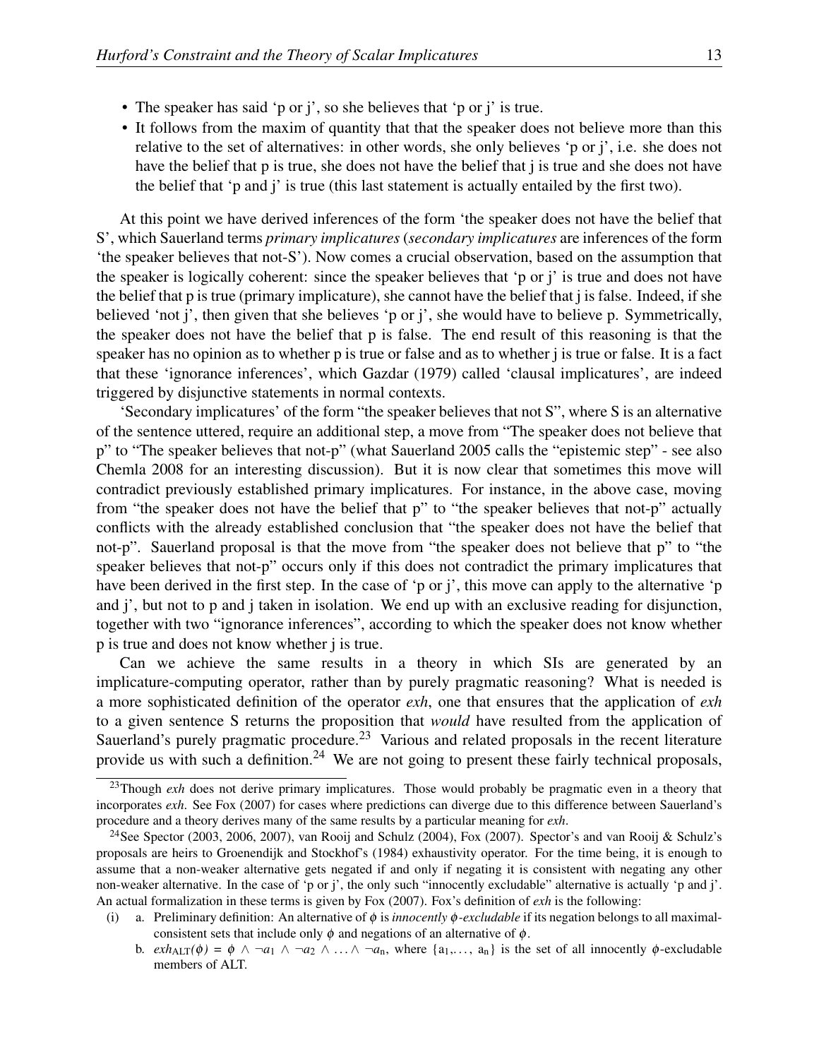- The speaker has said ‘p or j’, so she believes that ‘p or j’ is true.
- It follows from the maxim of quantity that that the speaker does not believe more than this relative to the set of alternatives: in other words, she only believes ‘p or j’, i.e. she does not have the belief that p is true, she does not have the belief that j is true and she does not have the belief that ‘p and j’ is true (this last statement is actually entailed by the first two).

At this point we have derived inferences of the form ‘the speaker does not have the belief that S’, which Sauerland terms *primary implicatures* (*secondary implicatures* are inferences of the form ‘the speaker believes that not-S’). Now comes a crucial observation, based on the assumption that the speaker is logically coherent: since the speaker believes that ‘p or j’ is true and does not have the belief that p is true (primary implicature), she cannot have the belief that j is false. Indeed, if she believed ‘not j’, then given that she believes ‘p or j’, she would have to believe p. Symmetrically, the speaker does not have the belief that p is false. The end result of this reasoning is that the speaker has no opinion as to whether p is true or false and as to whether j is true or false. It is a fact that these ‘ignorance inferences’, which Gazdar (1979) called ‘clausal implicatures’, are indeed triggered by disjunctive statements in normal contexts.

‘Secondary implicatures’ of the form “the speaker believes that not S”, where S is an alternative of the sentence uttered, require an additional step, a move from “The speaker does not believe that p” to “The speaker believes that not-p” (what Sauerland 2005 calls the “epistemic step” - see also Chemla 2008 for an interesting discussion). But it is now clear that sometimes this move will contradict previously established primary implicatures. For instance, in the above case, moving from “the speaker does not have the belief that p” to “the speaker believes that not-p” actually conflicts with the already established conclusion that “the speaker does not have the belief that not-p”. Sauerland proposal is that the move from “the speaker does not believe that p” to “the speaker believes that not-p” occurs only if this does not contradict the primary implicatures that have been derived in the first step. In the case of ‘p or j’, this move can apply to the alternative ‘p and j’, but not to p and j taken in isolation. We end up with an exclusive reading for disjunction, together with two “ignorance inferences”, according to which the speaker does not know whether p is true and does not know whether j is true.

Can we achieve the same results in a theory in which SIs are generated by an implicature-computing operator, rather than by purely pragmatic reasoning? What is needed is a more sophisticated definition of the operator *exh*, one that ensures that the application of *exh* to a given sentence S returns the proposition that *would* have resulted from the application of Sauerland’s purely pragmatic procedure.[23] Various and related proposals in the recent literature provide us with such a definition.[24] We are not going to present these fairly technical proposals,

---

[23] Though *exh* does not derive primary implicatures. Those would probably be pragmatic even in a theory that incorporates *exh*. See Fox (2007) for cases where predictions can diverge due to this difference between Sauerland’s procedure and a theory derives many of the same results by a particular meaning for *exh*.

[24] See Spector (2003, 2006, 2007), van Rooij and Schulz (2004), Fox (2007). Spector’s and van Rooij & Schulz’s proposals are heirs to Groenendijk and Stockhof’s (1984) exhaustivity operator. For the time being, it is enough to assume that a non-weaker alternative gets negated if and only if negating it is consistent with negating any other non-weaker alternative. In the case of ‘p or j’, the only such “innocently excludable” alternative is actually ‘p and j’. An actual formalization in these terms is given by Fox (2007). Fox’s definition of *exh* is the following:

(i) a. Preliminary definition: An alternative of $\phi$ is *innocently $\phi$-excludable* if its negation belongs to all maximal-consistent sets that include only $\phi$ and negations of an alternative of $\phi$.

b. $exh_{\text{ALT}}(\phi) = \phi \wedge \neg a_1 \wedge \neg a_2 \wedge \ldots \wedge \neg a_n$, where $\{a_1, \ldots, a_n\}$ is the set of all innocently $\phi$-excludable members of ALT.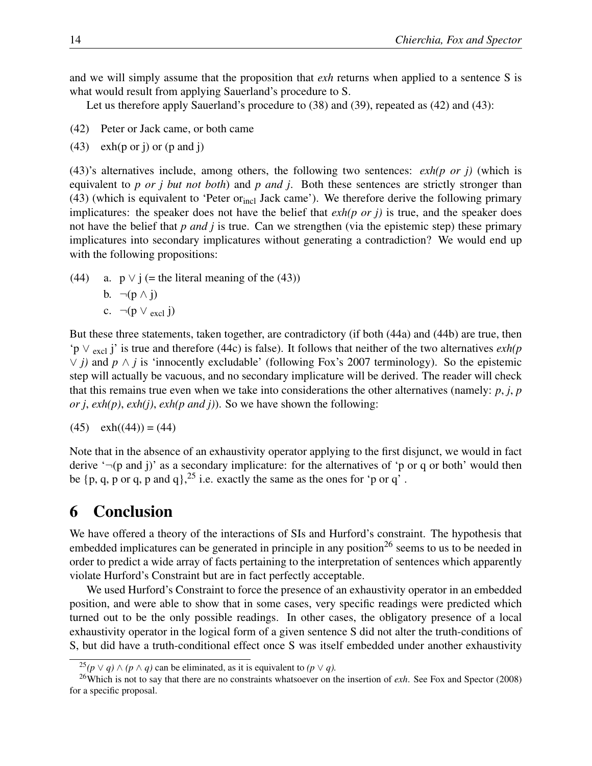and we will simply assume that the proposition that *exh* returns when applied to a sentence S is what would result from applying Sauerland's procedure to S.

Let us therefore apply Sauerland's procedure to (38) and (39), repeated as (42) and (43):

(42) Peter or Jack came, or both came

(43) exh(p or j) or (p and j)

(43)'s alternatives include, among others, the following two sentences: *exh(p or j)* (which is equivalent to *p or j but not both*) and *p and j*. Both these sentences are strictly stronger than (43) (which is equivalent to 'Peter $\text{or}_{\text{incl}}$ Jack came'). We therefore derive the following primary implicatures: the speaker does not have the belief that *exh(p or j)* is true, and the speaker does not have the belief that *p and j* is true. Can we strengthen (via the epistemic step) these primary implicatures into secondary implicatures without generating a contradiction? We would end up with the following propositions:

(44) a. $p \vee j$ (= the literal meaning of the (43))

b. $\neg(p \wedge j)$

c. $\neg(p \vee_{\text{excl}} j)$

But these three statements, taken together, are contradictory (if both (44a) and (44b) are true, then '$p \vee_{\text{excl}} j$' is true and therefore (44c) is false). It follows that neither of the two alternatives *exh(p* $\vee$ *j)* and $p \wedge j$ is 'innocently excludable' (following Fox's 2007 terminology). So the epistemic step will actually be vacuous, and no secondary implicature will be derived. The reader will check that this remains true even when we take into considerations the other alternatives (namely: *p*, *j*, *p or j*, *exh(p)*, *exh(j)*, *exh(p and j)*). So we have shown the following:

(45) exh((44)) = (44)

Note that in the absence of an exhaustivity operator applying to the first disjunct, we would in fact derive '¬(p and j)' as a secondary implicature: for the alternatives of 'p or q or both' would then be {p, q, p or q, p and q},[25] i.e. exactly the same as the ones for 'p or q' .

# 6 Conclusion

We have offered a theory of the interactions of SIs and Hurford's constraint. The hypothesis that embedded implicatures can be generated in principle in any position[26] seems to us to be needed in order to predict a wide array of facts pertaining to the interpretation of sentences which apparently violate Hurford's Constraint but are in fact perfectly acceptable.

We used Hurford's Constraint to force the presence of an exhaustivity operator in an embedded position, and were able to show that in some cases, very specific readings were predicted which turned out to be the only possible readings. In other cases, the obligatory presence of a local exhaustivity operator in the logical form of a given sentence S did not alter the truth-conditions of S, but did have a truth-conditional effect once S was itself embedded under another exhaustivity

---

[25] $(p \vee q) \wedge (p \wedge q)$ can be eliminated, as it is equivalent to $(p \vee q)$.

[26] Which is not to say that there are no constraints whatsoever on the insertion of *exh*. See Fox and Spector (2008) for a specific proposal.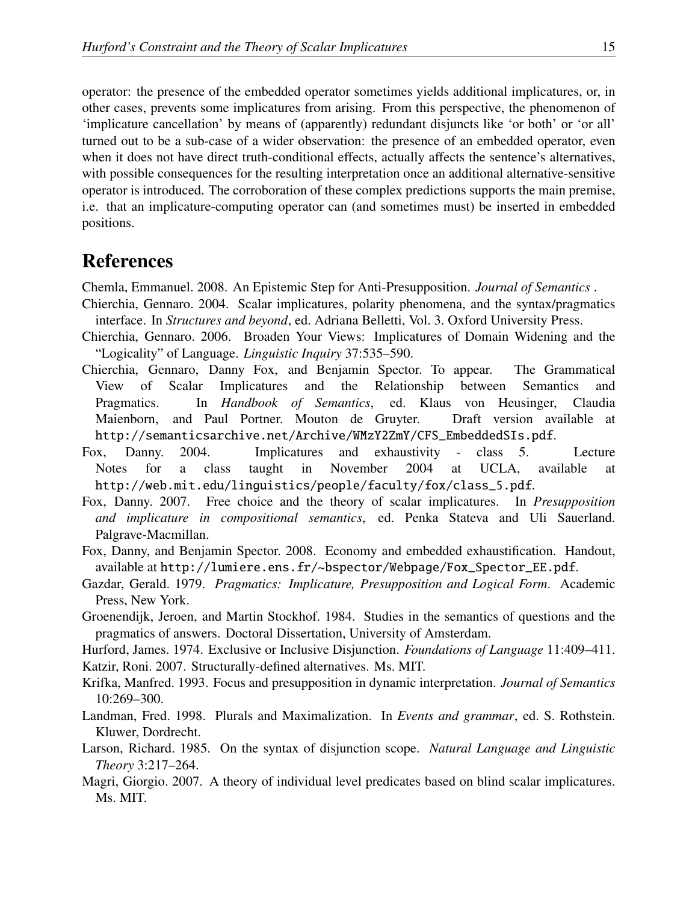operator: the presence of the embedded operator sometimes yields additional implicatures, or, in other cases, prevents some implicatures from arising. From this perspective, the phenomenon of 'implicature cancellation' by means of (apparently) redundant disjuncts like 'or both' or 'or all' turned out to be a sub-case of a wider observation: the presence of an embedded operator, even when it does not have direct truth-conditional effects, actually affects the sentence's alternatives, with possible consequences for the resulting interpretation once an additional alternative-sensitive operator is introduced. The corroboration of these complex predictions supports the main premise, i.e. that an implicature-computing operator can (and sometimes must) be inserted in embedded positions.

# References

Chemla, Emmanuel. 2008. An Epistemic Step for Anti-Presupposition. *Journal of Semantics* .

Chierchia, Gennaro. 2004. Scalar implicatures, polarity phenomena, and the syntax/pragmatics interface. In *Structures and beyond*, ed. Adriana Belletti, Vol. 3. Oxford University Press.

Chierchia, Gennaro. 2006. Broaden Your Views: Implicatures of Domain Widening and the "Logicality" of Language. *Linguistic Inquiry* 37:535–590.

Chierchia, Gennaro, Danny Fox, and Benjamin Spector. To appear. The Grammatical View of Scalar Implicatures and the Relationship between Semantics and Pragmatics. In *Handbook of Semantics*, ed. Klaus von Heusinger, Claudia Maienborn, and Paul Portner. Mouton de Gruyter. Draft version available at http://semanticsarchive.net/Archive/WMzY2ZmY/CFS_EmbeddedSIs.pdf.

Fox, Danny. 2004. Implicatures and exhaustivity - class 5. Lecture Notes for a class taught in November 2004 at UCLA, available at http://web.mit.edu/linguistics/people/faculty/fox/class_5.pdf.

Fox, Danny. 2007. Free choice and the theory of scalar implicatures. In *Presupposition and implicature in compositional semantics*, ed. Penka Stateva and Uli Sauerland. Palgrave-Macmillan.

Fox, Danny, and Benjamin Spector. 2008. Economy and embedded exhaustification. Handout, available at http://lumiere.ens.fr/~bspector/Webpage/Fox_Spector_EE.pdf.

Gazdar, Gerald. 1979. *Pragmatics: Implicature, Presupposition and Logical Form*. Academic Press, New York.

Groenendijk, Jeroen, and Martin Stockhof. 1984. Studies in the semantics of questions and the pragmatics of answers. Doctoral Dissertation, University of Amsterdam.

Hurford, James. 1974. Exclusive or Inclusive Disjunction. *Foundations of Language* 11:409–411.

Katzir, Roni. 2007. Structurally-defined alternatives. Ms. MIT.

Krifka, Manfred. 1993. Focus and presupposition in dynamic interpretation. *Journal of Semantics* 10:269–300.

Landman, Fred. 1998. Plurals and Maximalization. In *Events and grammar*, ed. S. Rothstein. Kluwer, Dordrecht.

Larson, Richard. 1985. On the syntax of disjunction scope. *Natural Language and Linguistic Theory* 3:217–264.

Magri, Giorgio. 2007. A theory of individual level predicates based on blind scalar implicatures. Ms. MIT.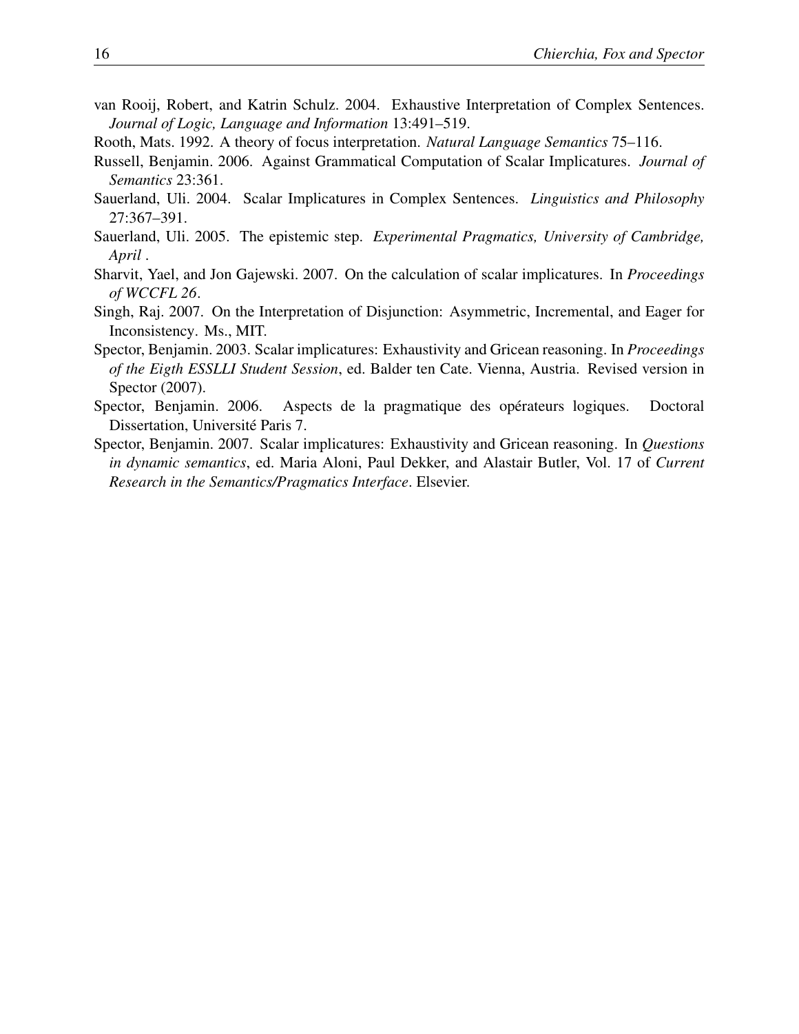van Rooij, Robert, and Katrin Schulz. 2004. Exhaustive Interpretation of Complex Sentences. *Journal of Logic, Language and Information* 13:491–519.

Rooth, Mats. 1992. A theory of focus interpretation. *Natural Language Semantics* 75–116.

Russell, Benjamin. 2006. Against Grammatical Computation of Scalar Implicatures. *Journal of Semantics* 23:361.

Sauerland, Uli. 2004. Scalar Implicatures in Complex Sentences. *Linguistics and Philosophy* 27:367–391.

Sauerland, Uli. 2005. The epistemic step. *Experimental Pragmatics, University of Cambridge, April* .

Sharvit, Yael, and Jon Gajewski. 2007. On the calculation of scalar implicatures. In *Proceedings of WCCFL 26*.

Singh, Raj. 2007. On the Interpretation of Disjunction: Asymmetric, Incremental, and Eager for Inconsistency. Ms., MIT.

Spector, Benjamin. 2003. Scalar implicatures: Exhaustivity and Gricean reasoning. In *Proceedings of the Eigth ESSLLI Student Session*, ed. Balder ten Cate. Vienna, Austria. Revised version in Spector (2007).

Spector, Benjamin. 2006. Aspects de la pragmatique des opérateurs logiques. Doctoral Dissertation, Université Paris 7.

Spector, Benjamin. 2007. Scalar implicatures: Exhaustivity and Gricean reasoning. In *Questions in dynamic semantics*, ed. Maria Aloni, Paul Dekker, and Alastair Butler, Vol. 17 of *Current Research in the Semantics/Pragmatics Interface*. Elsevier.